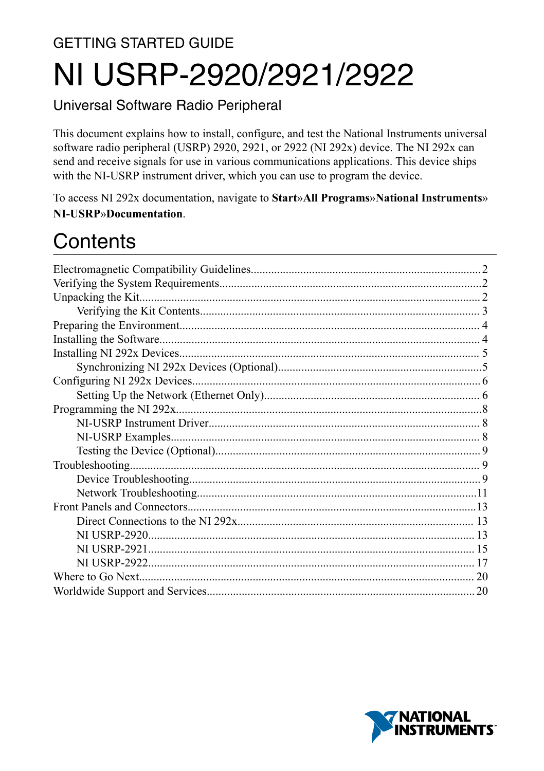GETTING STARTED GUIDE

# NI USRP-2920/2921/2922

Universal Software Radio Peripheral

This document explains how to install, configure, and test the National Instruments universal software radio peripheral (USRP) 2920, 2921, or 2922 (NI 292x) device. The NI 292x can send and receive signals for use in various communications applications. This device ships with the NI-USRP instrument driver, which you can use to program the device.

To access NI 292x documentation, navigate to **Start»All Programs»National Instruments» NI-USRP»Documentation**.

## Contents

- Electromagnetic Compatibility Guidelines .......... 2
- Verifying the System Requirements .......... 2
- Unpacking the Kit .......... 2
  - Verifying the Kit Contents .......... 3
- Preparing the Environment .......... 4
- Installing the Software .......... 4
- Installing NI 292x Devices .......... 5
  - Synchronizing NI 292x Devices (Optional) .......... 5
- Configuring NI 292x Devices .......... 6
  - Setting Up the Network (Ethernet Only) .......... 6
- Programming the NI 292x .......... 8
  - NI-USRP Instrument Driver .......... 8
  - NI-USRP Examples .......... 8
  - Testing the Device (Optional) .......... 9
- Troubleshooting .......... 9
  - Device Troubleshooting .......... 9
  - Network Troubleshooting .......... 11
- Front Panels and Connectors .......... 13
  - Direct Connections to the NI 292x .......... 13
  - NI USRP-2920 .......... 13
  - NI USRP-2921 .......... 15
  - NI USRP-2922 .......... 17
- Where to Go Next .......... 20
- Worldwide Support and Services .......... 20

NATIONAL INSTRUMENTS™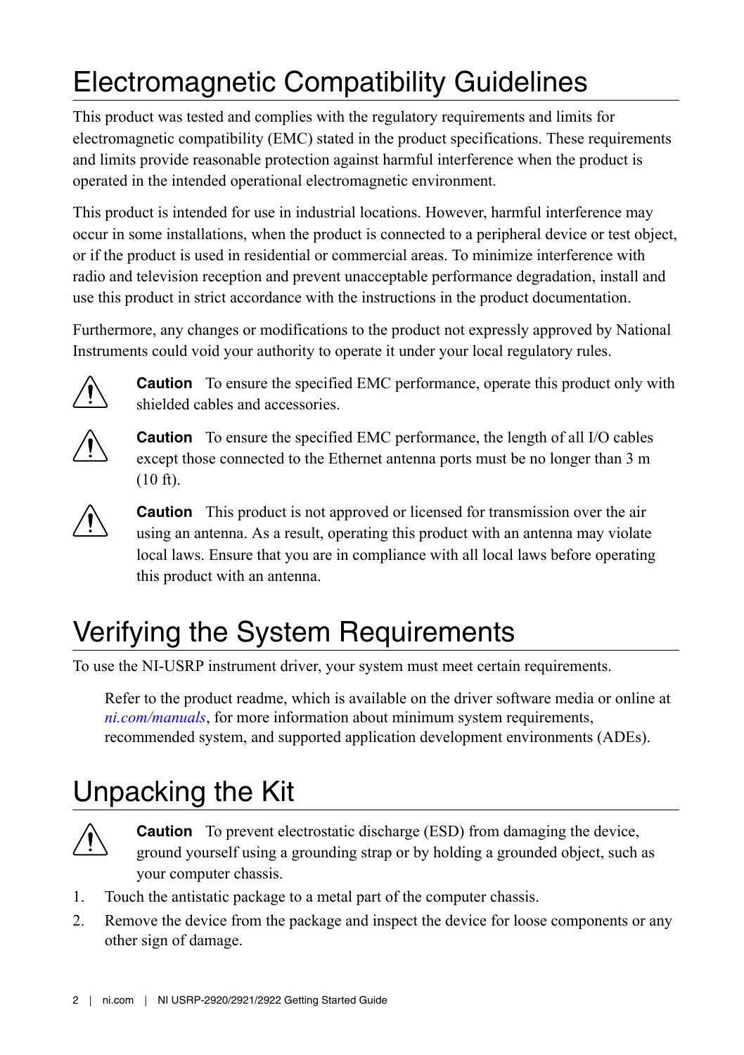# Electromagnetic Compatibility Guidelines

This product was tested and complies with the regulatory requirements and limits for electromagnetic compatibility (EMC) stated in the product specifications. These requirements and limits provide reasonable protection against harmful interference when the product is operated in the intended operational electromagnetic environment.

This product is intended for use in industrial locations. However, harmful interference may occur in some installations, when the product is connected to a peripheral device or test object, or if the product is used in residential or commercial areas. To minimize interference with radio and television reception and prevent unacceptable performance degradation, install and use this product in strict accordance with the instructions in the product documentation.

Furthermore, any changes or modifications to the product not expressly approved by National Instruments could void your authority to operate it under your local regulatory rules.

**Caution** To ensure the specified EMC performance, operate this product only with shielded cables and accessories.

**Caution** To ensure the specified EMC performance, the length of all I/O cables except those connected to the Ethernet antenna ports must be no longer than 3 m (10 ft).

**Caution** This product is not approved or licensed for transmission over the air using an antenna. As a result, operating this product with an antenna may violate local laws. Ensure that you are in compliance with all local laws before operating this product with an antenna.

# Verifying the System Requirements

To use the NI-USRP instrument driver, your system must meet certain requirements.

Refer to the product readme, which is available on the driver software media or online at *ni.com/manuals*, for more information about minimum system requirements, recommended system, and supported application development environments (ADEs).

# Unpacking the Kit

**Caution** To prevent electrostatic discharge (ESD) from damaging the device, ground yourself using a grounding strap or by holding a grounded object, such as your computer chassis.

1. Touch the antistatic package to a metal part of the computer chassis.
2. Remove the device from the package and inspect the device for loose components or any other sign of damage.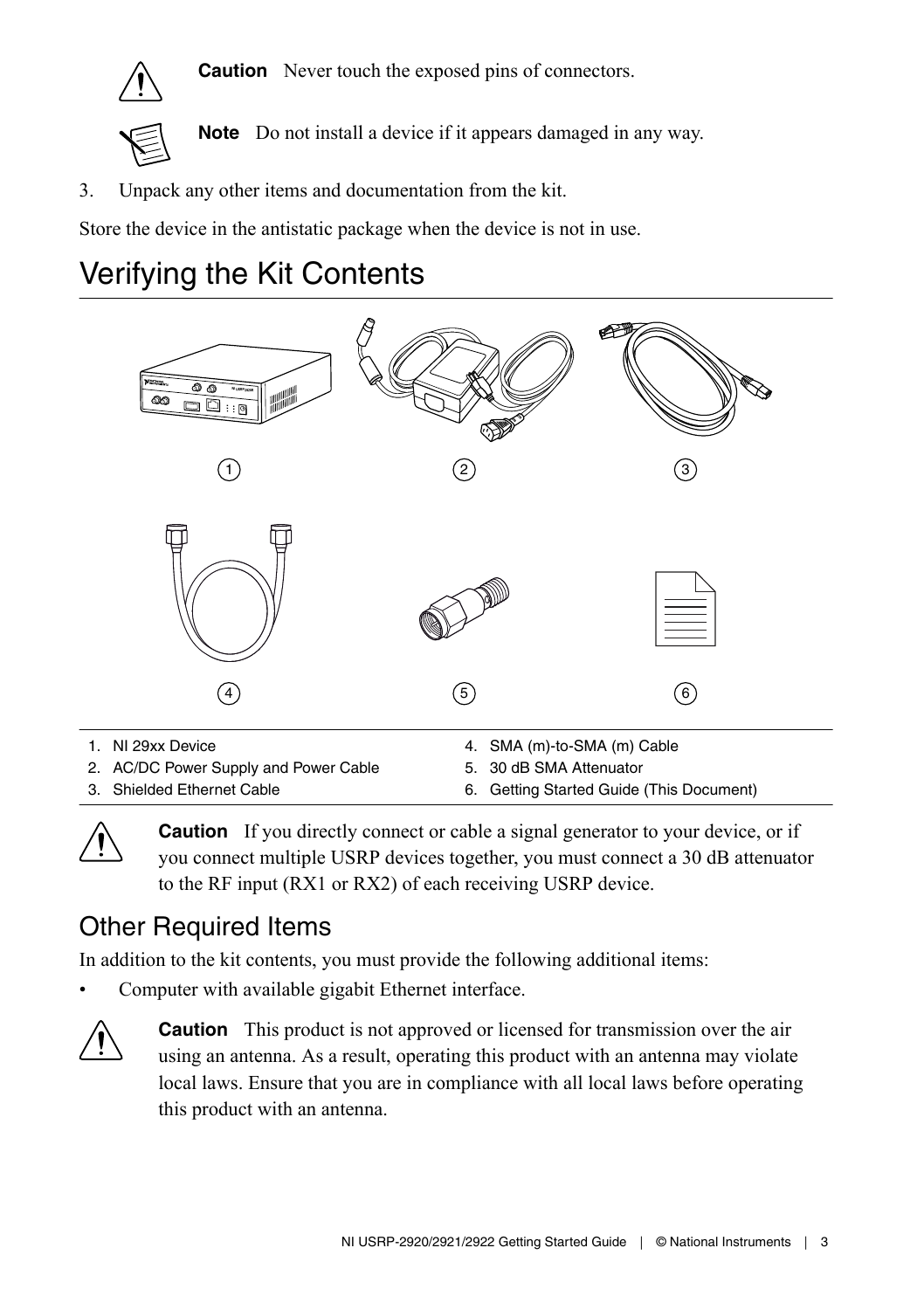**Caution** Never touch the exposed pins of connectors.

**Note** Do not install a device if it appears damaged in any way.

3. Unpack any other items and documentation from the kit.

Store the device in the antistatic package when the device is not in use.

# Verifying the Kit Contents

1. NI 29xx Device
2. AC/DC Power Supply and Power Cable
3. Shielded Ethernet Cable
4. SMA (m)-to-SMA (m) Cable
5. 30 dB SMA Attenuator
6. Getting Started Guide (This Document)

**Caution** If you directly connect or cable a signal generator to your device, or if you connect multiple USRP devices together, you must connect a 30 dB attenuator to the RF input (RX1 or RX2) of each receiving USRP device.

## Other Required Items

In addition to the kit contents, you must provide the following additional items:

- Computer with available gigabit Ethernet interface.

**Caution** This product is not approved or licensed for transmission over the air using an antenna. As a result, operating this product with an antenna may violate local laws. Ensure that you are in compliance with all local laws before operating this product with an antenna.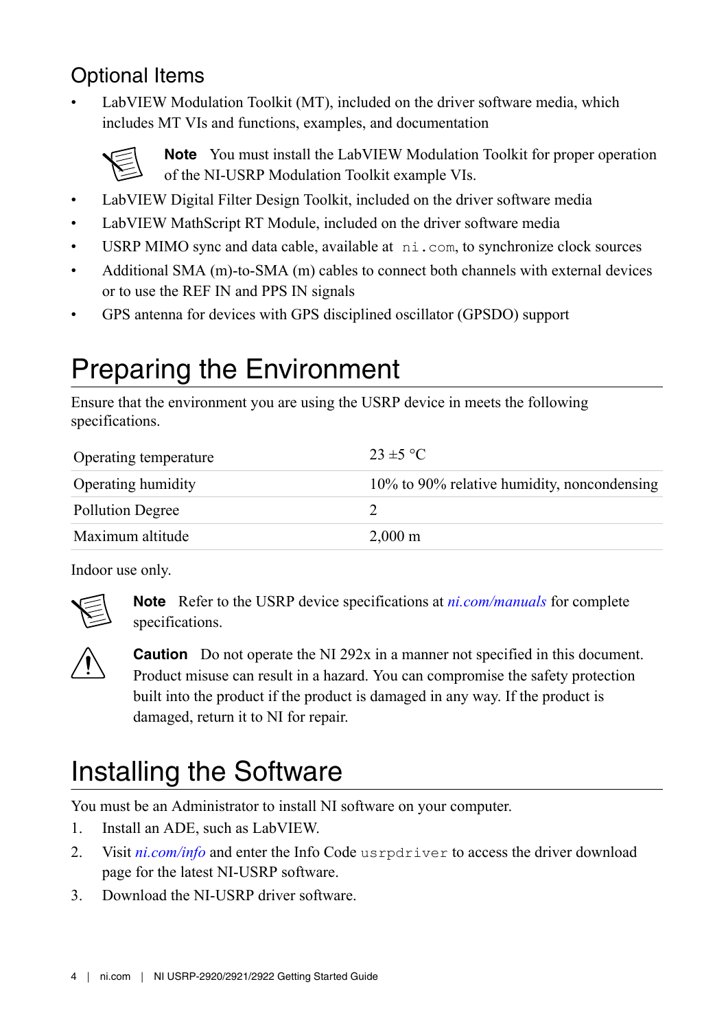### Optional Items

- LabVIEW Modulation Toolkit (MT), included on the driver software media, which includes MT VIs and functions, examples, and documentation

  **Note** You must install the LabVIEW Modulation Toolkit for proper operation of the NI-USRP Modulation Toolkit example VIs.

- LabVIEW Digital Filter Design Toolkit, included on the driver software media
- LabVIEW MathScript RT Module, included on the driver software media
- USRP MIMO sync and data cable, available at `ni.com`, to synchronize clock sources
- Additional SMA (m)-to-SMA (m) cables to connect both channels with external devices or to use the REF IN and PPS IN signals
- GPS antenna for devices with GPS disciplined oscillator (GPSDO) support

## Preparing the Environment

Ensure that the environment you are using the USRP device in meets the following specifications.

| | |
|---|---|
| Operating temperature | 23 ±5 °C |
| Operating humidity | 10% to 90% relative humidity, noncondensing |
| Pollution Degree | 2 |
| Maximum altitude | 2,000 m |

Indoor use only.

**Note** Refer to the USRP device specifications at *ni.com/manuals* for complete specifications.

**Caution** Do not operate the NI 292x in a manner not specified in this document. Product misuse can result in a hazard. You can compromise the safety protection built into the product if the product is damaged in any way. If the product is damaged, return it to NI for repair.

## Installing the Software

You must be an Administrator to install NI software on your computer.

1. Install an ADE, such as LabVIEW.
2. Visit *ni.com/info* and enter the Info Code `usrpdriver` to access the driver download page for the latest NI-USRP software.
3. Download the NI-USRP driver software.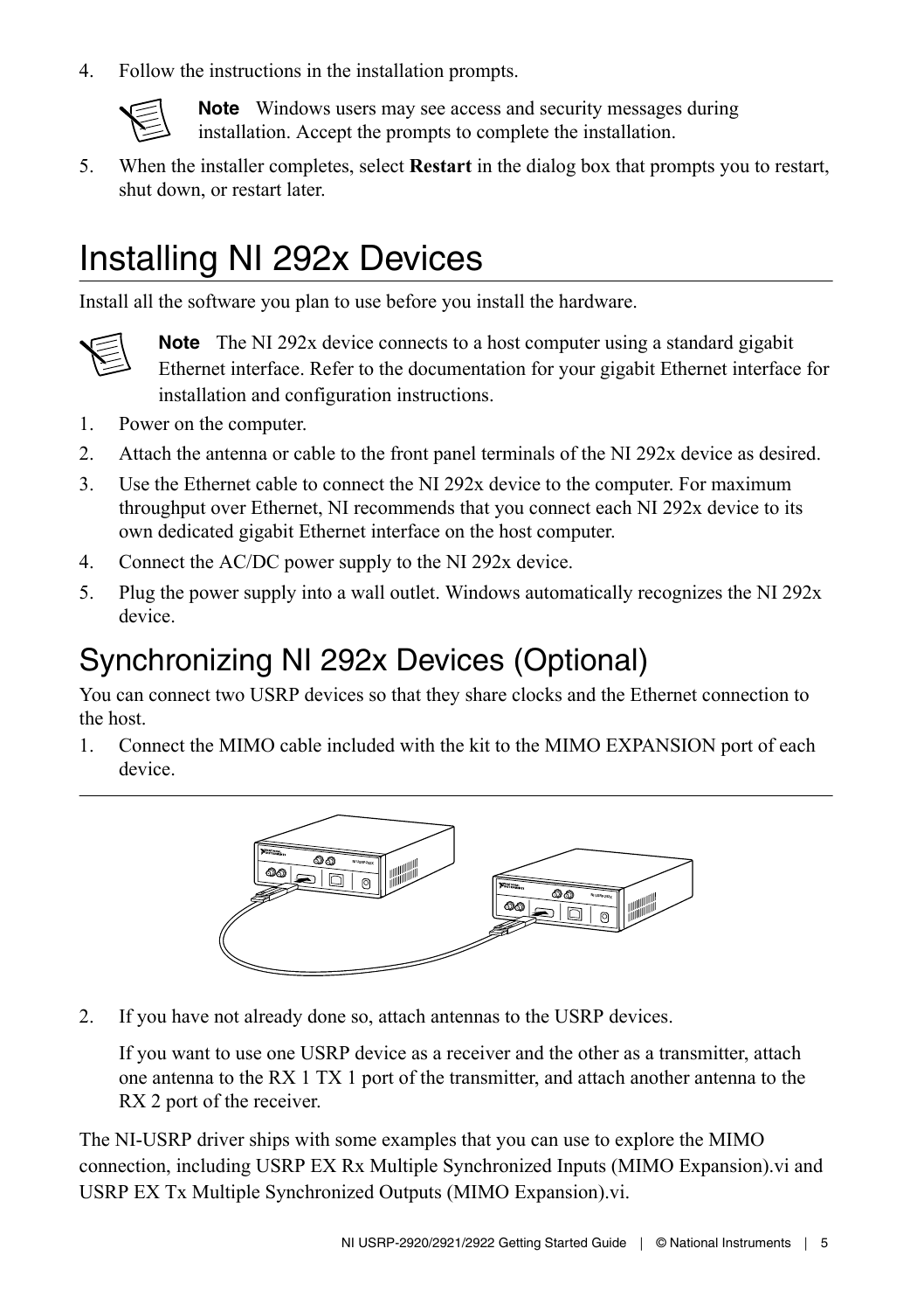4. Follow the instructions in the installation prompts.

   **Note** Windows users may see access and security messages during installation. Accept the prompts to complete the installation.

5. When the installer completes, select **Restart** in the dialog box that prompts you to restart, shut down, or restart later.

# Installing NI 292x Devices

Install all the software you plan to use before you install the hardware.

**Note** The NI 292x device connects to a host computer using a standard gigabit Ethernet interface. Refer to the documentation for your gigabit Ethernet interface for installation and configuration instructions.

1. Power on the computer.
2. Attach the antenna or cable to the front panel terminals of the NI 292x device as desired.
3. Use the Ethernet cable to connect the NI 292x device to the computer. For maximum throughput over Ethernet, NI recommends that you connect each NI 292x device to its own dedicated gigabit Ethernet interface on the host computer.
4. Connect the AC/DC power supply to the NI 292x device.
5. Plug the power supply into a wall outlet. Windows automatically recognizes the NI 292x device.

## Synchronizing NI 292x Devices (Optional)

You can connect two USRP devices so that they share clocks and the Ethernet connection to the host.

1. Connect the MIMO cable included with the kit to the MIMO EXPANSION port of each device.

2. If you have not already done so, attach antennas to the USRP devices.

   If you want to use one USRP device as a receiver and the other as a transmitter, attach one antenna to the RX 1 TX 1 port of the transmitter, and attach another antenna to the RX 2 port of the receiver.

The NI-USRP driver ships with some examples that you can use to explore the MIMO connection, including USRP EX Rx Multiple Synchronized Inputs (MIMO Expansion).vi and USRP EX Tx Multiple Synchronized Outputs (MIMO Expansion).vi.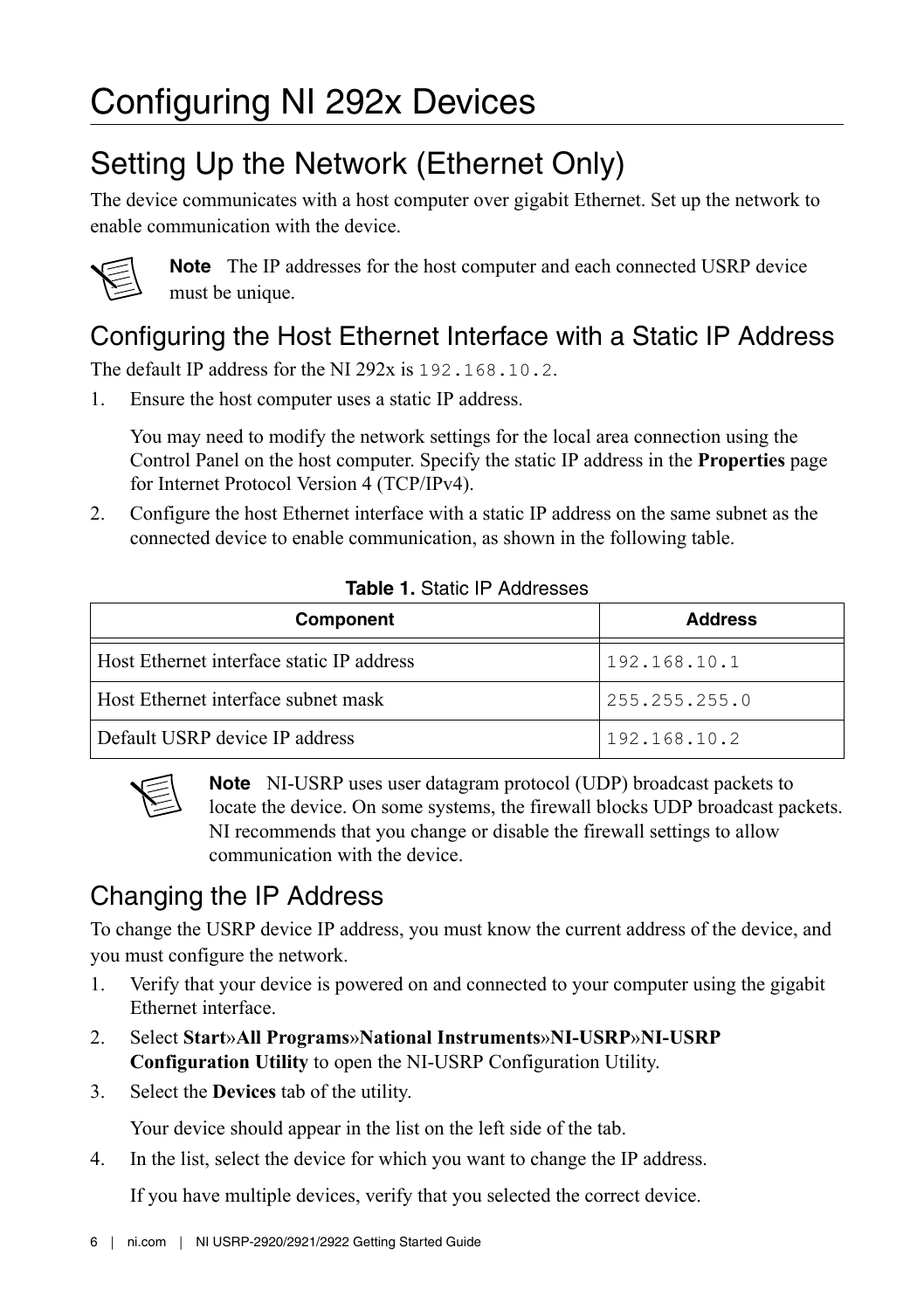# Configuring NI 292x Devices

## Setting Up the Network (Ethernet Only)

The device communicates with a host computer over gigabit Ethernet. Set up the network to enable communication with the device.

**Note** The IP addresses for the host computer and each connected USRP device must be unique.

### Configuring the Host Ethernet Interface with a Static IP Address

The default IP address for the NI 292x is `192.168.10.2`.

1. Ensure the host computer uses a static IP address.

   You may need to modify the network settings for the local area connection using the Control Panel on the host computer. Specify the static IP address in the **Properties** page for Internet Protocol Version 4 (TCP/IPv4).

2. Configure the host Ethernet interface with a static IP address on the same subnet as the connected device to enable communication, as shown in the following table.

**Table 1.** Static IP Addresses

| Component | Address |
|---|---|
| Host Ethernet interface static IP address | `192.168.10.1` |
| Host Ethernet interface subnet mask | `255.255.255.0` |
| Default USRP device IP address | `192.168.10.2` |

**Note** NI-USRP uses user datagram protocol (UDP) broadcast packets to locate the device. On some systems, the firewall blocks UDP broadcast packets. NI recommends that you change or disable the firewall settings to allow communication with the device.

### Changing the IP Address

To change the USRP device IP address, you must know the current address of the device, and you must configure the network.

1. Verify that your device is powered on and connected to your computer using the gigabit Ethernet interface.
2. Select **Start»All Programs»National Instruments»NI-USRP»NI-USRP Configuration Utility** to open the NI-USRP Configuration Utility.
3. Select the **Devices** tab of the utility.

   Your device should appear in the list on the left side of the tab.

4. In the list, select the device for which you want to change the IP address.

   If you have multiple devices, verify that you selected the correct device.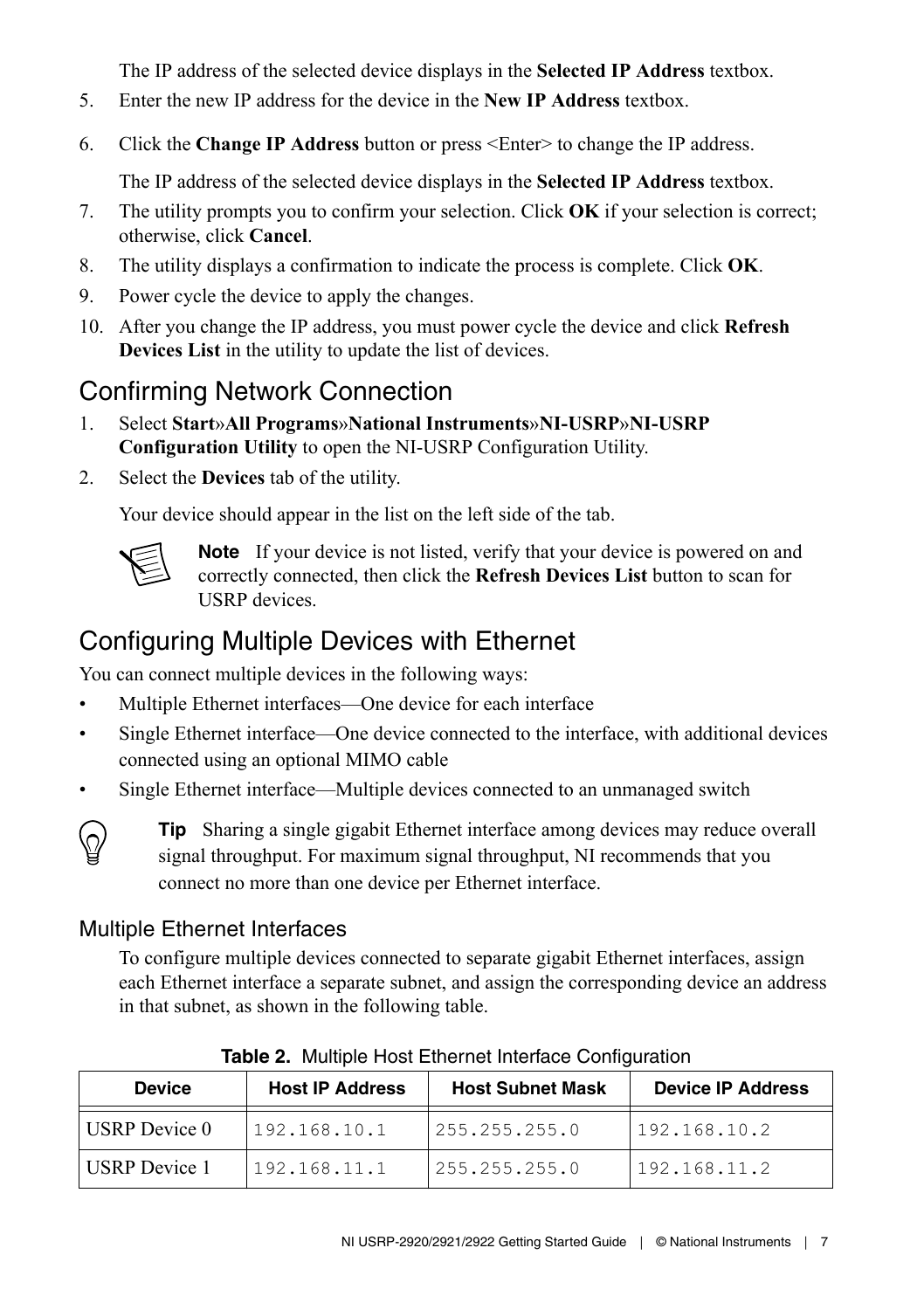The IP address of the selected device displays in the **Selected IP Address** textbox.

5. Enter the new IP address for the device in the **New IP Address** textbox.
6. Click the **Change IP Address** button or press <Enter> to change the IP address.

   The IP address of the selected device displays in the **Selected IP Address** textbox.
7. The utility prompts you to confirm your selection. Click **OK** if your selection is correct; otherwise, click **Cancel**.
8. The utility displays a confirmation to indicate the process is complete. Click **OK**.
9. Power cycle the device to apply the changes.
10. After you change the IP address, you must power cycle the device and click **Refresh Devices List** in the utility to update the list of devices.

## Confirming Network Connection

1. Select **Start»All Programs»National Instruments»NI-USRP»NI-USRP Configuration Utility** to open the NI-USRP Configuration Utility.
2. Select the **Devices** tab of the utility.

   Your device should appear in the list on the left side of the tab.

   **Note** If your device is not listed, verify that your device is powered on and correctly connected, then click the **Refresh Devices List** button to scan for USRP devices.

## Configuring Multiple Devices with Ethernet

You can connect multiple devices in the following ways:

- Multiple Ethernet interfaces—One device for each interface
- Single Ethernet interface—One device connected to the interface, with additional devices connected using an optional MIMO cable
- Single Ethernet interface—Multiple devices connected to an unmanaged switch

**Tip** Sharing a single gigabit Ethernet interface among devices may reduce overall signal throughput. For maximum signal throughput, NI recommends that you connect no more than one device per Ethernet interface.

### Multiple Ethernet Interfaces

To configure multiple devices connected to separate gigabit Ethernet interfaces, assign each Ethernet interface a separate subnet, and assign the corresponding device an address in that subnet, as shown in the following table.

**Table 2.** Multiple Host Ethernet Interface Configuration

| Device | Host IP Address | Host Subnet Mask | Device IP Address |
|---|---|---|---|
| USRP Device 0 | 192.168.10.1 | 255.255.255.0 | 192.168.10.2 |
| USRP Device 1 | 192.168.11.1 | 255.255.255.0 | 192.168.11.2 |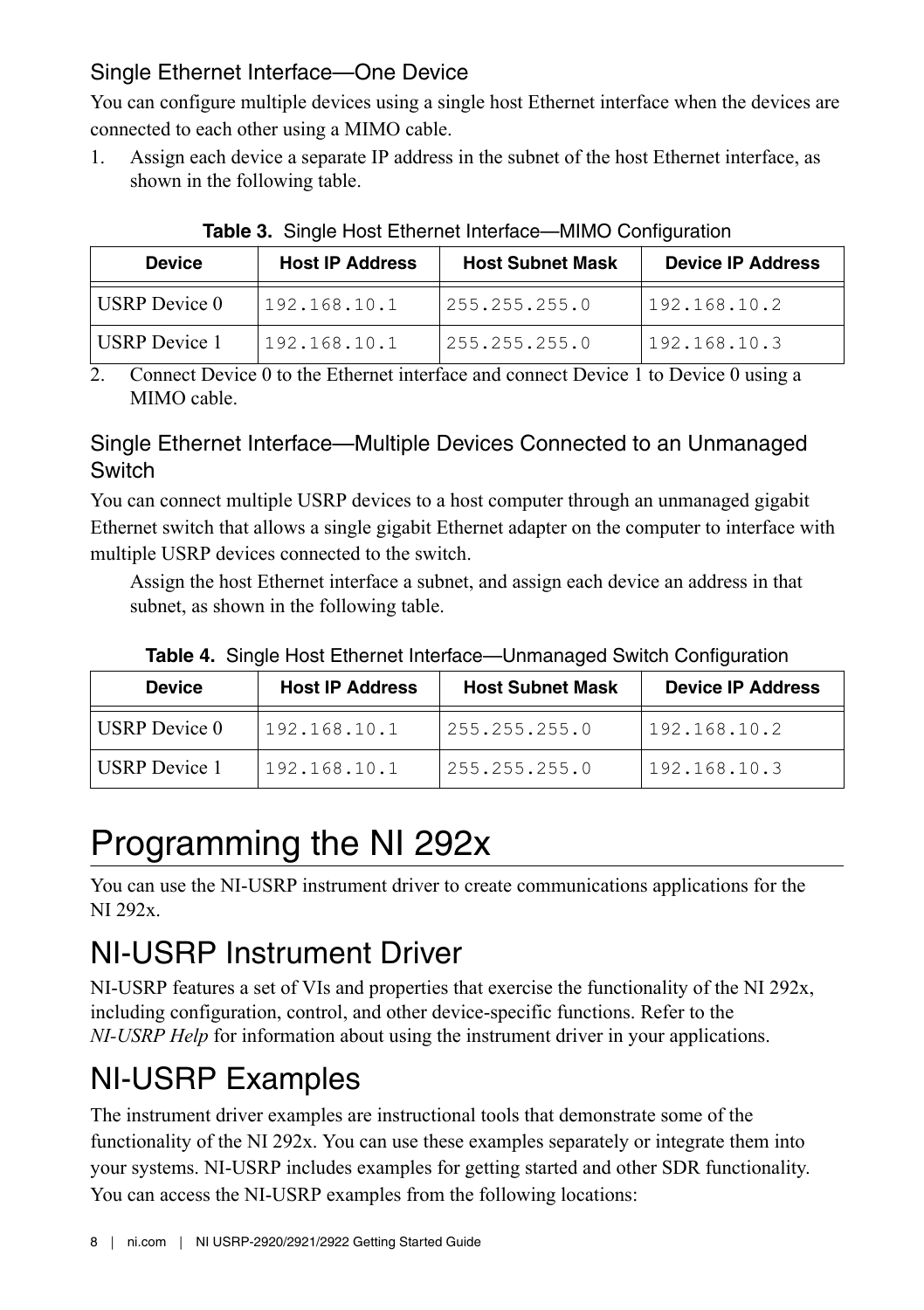### Single Ethernet Interface—One Device

You can configure multiple devices using a single host Ethernet interface when the devices are connected to each other using a MIMO cable.

1. Assign each device a separate IP address in the subnet of the host Ethernet interface, as shown in the following table.

**Table 3.** Single Host Ethernet Interface—MIMO Configuration

| Device | Host IP Address | Host Subnet Mask | Device IP Address |
|---|---|---|---|
| USRP Device 0 | `192.168.10.1` | `255.255.255.0` | `192.168.10.2` |
| USRP Device 1 | `192.168.10.1` | `255.255.255.0` | `192.168.10.3` |

2. Connect Device 0 to the Ethernet interface and connect Device 1 to Device 0 using a MIMO cable.

### Single Ethernet Interface—Multiple Devices Connected to an Unmanaged Switch

You can connect multiple USRP devices to a host computer through an unmanaged gigabit Ethernet switch that allows a single gigabit Ethernet adapter on the computer to interface with multiple USRP devices connected to the switch.

Assign the host Ethernet interface a subnet, and assign each device an address in that subnet, as shown in the following table.

**Table 4.** Single Host Ethernet Interface—Unmanaged Switch Configuration

| Device | Host IP Address | Host Subnet Mask | Device IP Address |
|---|---|---|---|
| USRP Device 0 | `192.168.10.1` | `255.255.255.0` | `192.168.10.2` |
| USRP Device 1 | `192.168.10.1` | `255.255.255.0` | `192.168.10.3` |

# Programming the NI 292x

You can use the NI-USRP instrument driver to create communications applications for the NI 292x.

## NI-USRP Instrument Driver

NI-USRP features a set of VIs and properties that exercise the functionality of the NI 292x, including configuration, control, and other device-specific functions. Refer to the *NI-USRP Help* for information about using the instrument driver in your applications.

## NI-USRP Examples

The instrument driver examples are instructional tools that demonstrate some of the functionality of the NI 292x. You can use these examples separately or integrate them into your systems. NI-USRP includes examples for getting started and other SDR functionality. You can access the NI-USRP examples from the following locations: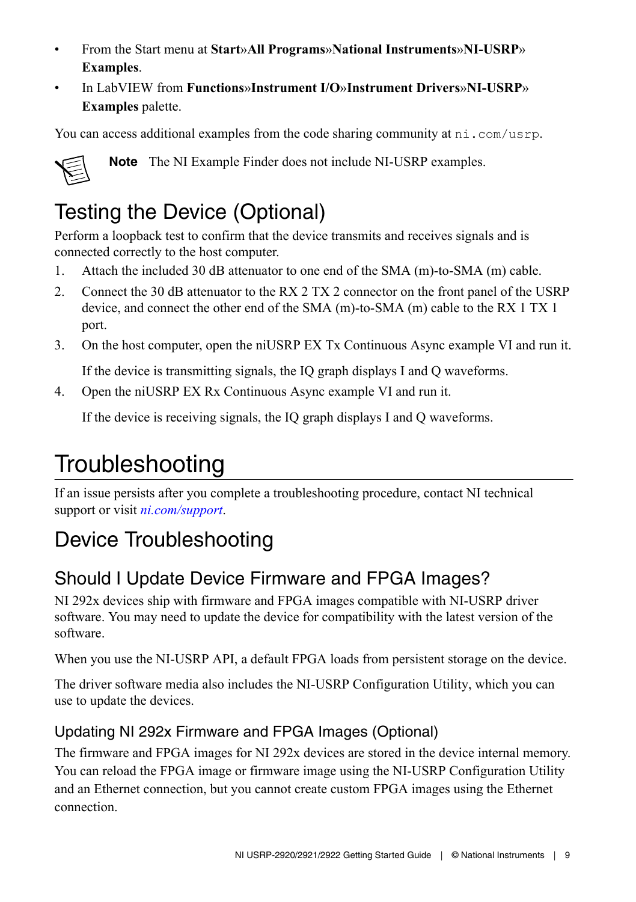- From the Start menu at **Start»All Programs»National Instruments»NI-USRP» Examples**.
- In LabVIEW from **Functions»Instrument I/O»Instrument Drivers»NI-USRP» Examples** palette.

You can access additional examples from the code sharing community at `ni.com/usrp`.

**Note** The NI Example Finder does not include NI-USRP examples.

## Testing the Device (Optional)

Perform a loopback test to confirm that the device transmits and receives signals and is connected correctly to the host computer.

1. Attach the included 30 dB attenuator to one end of the SMA (m)-to-SMA (m) cable.
2. Connect the 30 dB attenuator to the RX 2 TX 2 connector on the front panel of the USRP device, and connect the other end of the SMA (m)-to-SMA (m) cable to the RX 1 TX 1 port.
3. On the host computer, open the niUSRP EX Tx Continuous Async example VI and run it.

   If the device is transmitting signals, the IQ graph displays I and Q waveforms.
4. Open the niUSRP EX Rx Continuous Async example VI and run it.

   If the device is receiving signals, the IQ graph displays I and Q waveforms.

# Troubleshooting

If an issue persists after you complete a troubleshooting procedure, contact NI technical support or visit *ni.com/support*.

## Device Troubleshooting

### Should I Update Device Firmware and FPGA Images?

NI 292x devices ship with firmware and FPGA images compatible with NI-USRP driver software. You may need to update the device for compatibility with the latest version of the software.

When you use the NI-USRP API, a default FPGA loads from persistent storage on the device.

The driver software media also includes the NI-USRP Configuration Utility, which you can use to update the devices.

#### Updating NI 292x Firmware and FPGA Images (Optional)

The firmware and FPGA images for NI 292x devices are stored in the device internal memory. You can reload the FPGA image or firmware image using the NI-USRP Configuration Utility and an Ethernet connection, but you cannot create custom FPGA images using the Ethernet connection.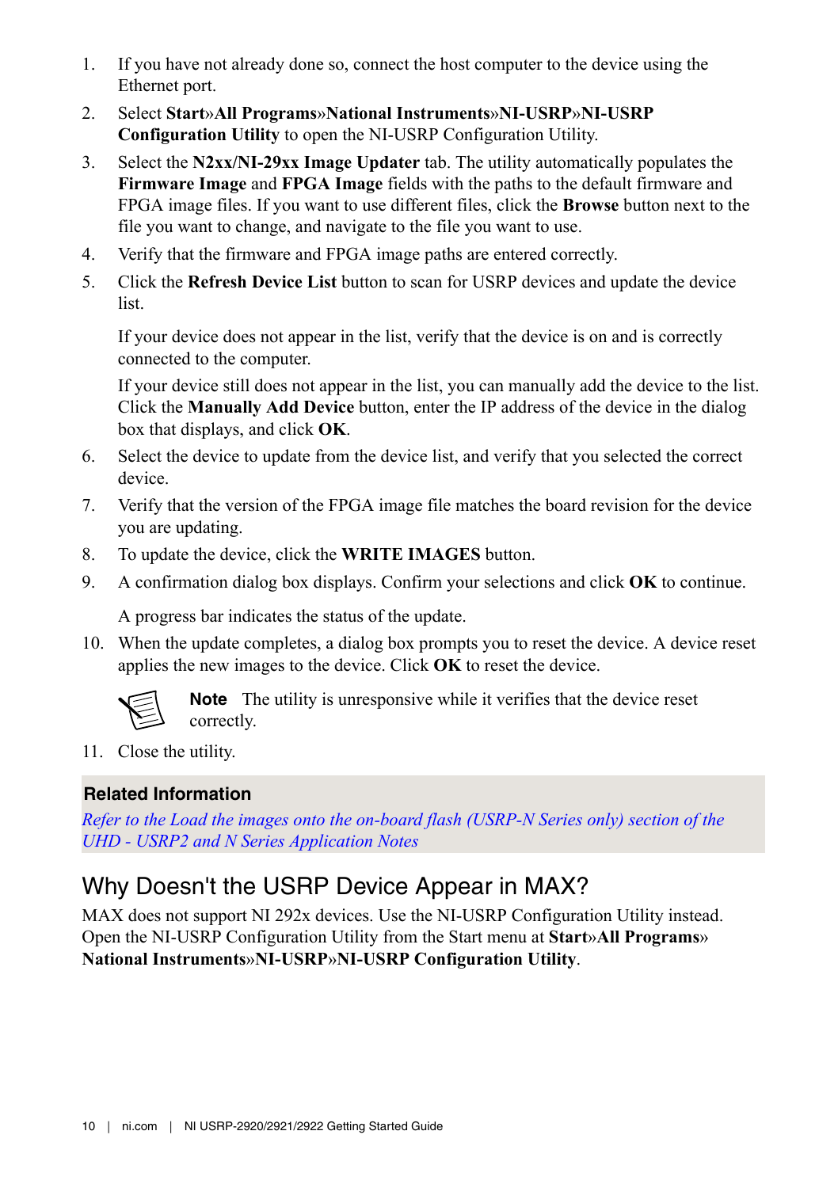1. If you have not already done so, connect the host computer to the device using the Ethernet port.
2. Select **Start»All Programs»National Instruments»NI-USRP»NI-USRP Configuration Utility** to open the NI-USRP Configuration Utility.
3. Select the **N2xx/NI-29xx Image Updater** tab. The utility automatically populates the **Firmware Image** and **FPGA Image** fields with the paths to the default firmware and FPGA image files. If you want to use different files, click the **Browse** button next to the file you want to change, and navigate to the file you want to use.
4. Verify that the firmware and FPGA image paths are entered correctly.
5. Click the **Refresh Device List** button to scan for USRP devices and update the device list.

   If your device does not appear in the list, verify that the device is on and is correctly connected to the computer.

   If your device still does not appear in the list, you can manually add the device to the list. Click the **Manually Add Device** button, enter the IP address of the device in the dialog box that displays, and click **OK**.
6. Select the device to update from the device list, and verify that you selected the correct device.
7. Verify that the version of the FPGA image file matches the board revision for the device you are updating.
8. To update the device, click the **WRITE IMAGES** button.
9. A confirmation dialog box displays. Confirm your selections and click **OK** to continue.

   A progress bar indicates the status of the update.
10. When the update completes, a dialog box prompts you to reset the device. A device reset applies the new images to the device. Click **OK** to reset the device.

    **Note** The utility is unresponsive while it verifies that the device reset correctly.
11. Close the utility.

**Related Information**

*Refer to the Load the images onto the on-board flash (USRP-N Series only) section of the UHD - USRP2 and N Series Application Notes*

## Why Doesn't the USRP Device Appear in MAX?

MAX does not support NI 292x devices. Use the NI-USRP Configuration Utility instead. Open the NI-USRP Configuration Utility from the Start menu at **Start»All Programs» National Instruments»NI-USRP»NI-USRP Configuration Utility**.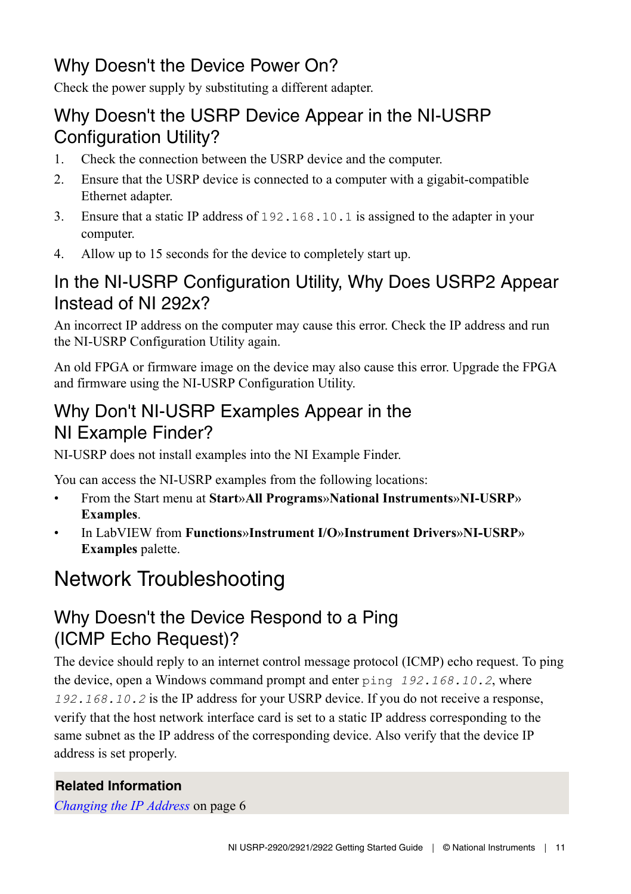## Why Doesn't the Device Power On?

Check the power supply by substituting a different adapter.

## Why Doesn't the USRP Device Appear in the NI-USRP Configuration Utility?

1. Check the connection between the USRP device and the computer.
2. Ensure that the USRP device is connected to a computer with a gigabit-compatible Ethernet adapter.
3. Ensure that a static IP address of `192.168.10.1` is assigned to the adapter in your computer.
4. Allow up to 15 seconds for the device to completely start up.

## In the NI-USRP Configuration Utility, Why Does USRP2 Appear Instead of NI 292x?

An incorrect IP address on the computer may cause this error. Check the IP address and run the NI-USRP Configuration Utility again.

An old FPGA or firmware image on the device may also cause this error. Upgrade the FPGA and firmware using the NI-USRP Configuration Utility.

## Why Don't NI-USRP Examples Appear in the NI Example Finder?

NI-USRP does not install examples into the NI Example Finder.

You can access the NI-USRP examples from the following locations:

- From the Start menu at **Start»All Programs»National Instruments»NI-USRP»Examples**.
- In LabVIEW from **Functions»Instrument I/O»Instrument Drivers»NI-USRP»Examples** palette.

# Network Troubleshooting

## Why Doesn't the Device Respond to a Ping (ICMP Echo Request)?

The device should reply to an internet control message protocol (ICMP) echo request. To ping the device, open a Windows command prompt and enter `ping` *`192.168.10.2`*, where *`192.168.10.2`* is the IP address for your USRP device. If you do not receive a response, verify that the host network interface card is set to a static IP address corresponding to the same subnet as the IP address of the corresponding device. Also verify that the device IP address is set properly.

**Related Information**

*Changing the IP Address* on page 6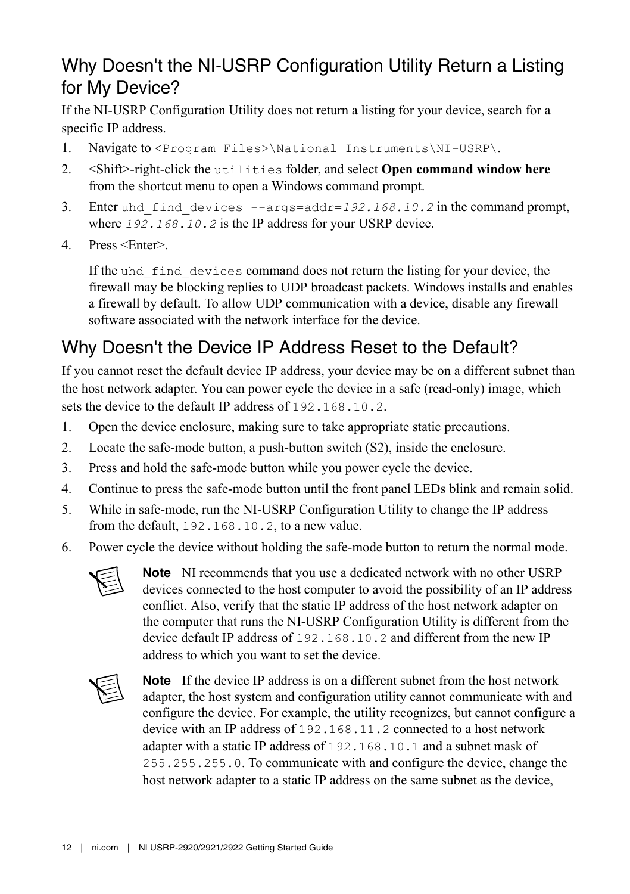## Why Doesn't the NI-USRP Configuration Utility Return a Listing for My Device?

If the NI-USRP Configuration Utility does not return a listing for your device, search for a specific IP address.

1. Navigate to `<Program Files>\National Instruments\NI-USRP\`.
2. <Shift>-right-click the `utilities` folder, and select **Open command window here** from the shortcut menu to open a Windows command prompt.
3. Enter `uhd_find_devices --args=addr=`*`192.168.10.2`* in the command prompt, where *`192.168.10.2`* is the IP address for your USRP device.
4. Press <Enter>.

   If the `uhd_find_devices` command does not return the listing for your device, the firewall may be blocking replies to UDP broadcast packets. Windows installs and enables a firewall by default. To allow UDP communication with a device, disable any firewall software associated with the network interface for the device.

## Why Doesn't the Device IP Address Reset to the Default?

If you cannot reset the default device IP address, your device may be on a different subnet than the host network adapter. You can power cycle the device in a safe (read-only) image, which sets the device to the default IP address of `192.168.10.2`.

1. Open the device enclosure, making sure to take appropriate static precautions.
2. Locate the safe-mode button, a push-button switch (S2), inside the enclosure.
3. Press and hold the safe-mode button while you power cycle the device.
4. Continue to press the safe-mode button until the front panel LEDs blink and remain solid.
5. While in safe-mode, run the NI-USRP Configuration Utility to change the IP address from the default, `192.168.10.2`, to a new value.
6. Power cycle the device without holding the safe-mode button to return the normal mode.

**Note** NI recommends that you use a dedicated network with no other USRP devices connected to the host computer to avoid the possibility of an IP address conflict. Also, verify that the static IP address of the host network adapter on the computer that runs the NI-USRP Configuration Utility is different from the device default IP address of `192.168.10.2` and different from the new IP address to which you want to set the device.

**Note** If the device IP address is on a different subnet from the host network adapter, the host system and configuration utility cannot communicate with and configure the device. For example, the utility recognizes, but cannot configure a device with an IP address of `192.168.11.2` connected to a host network adapter with a static IP address of `192.168.10.1` and a subnet mask of `255.255.255.0`. To communicate with and configure the device, change the host network adapter to a static IP address on the same subnet as the device,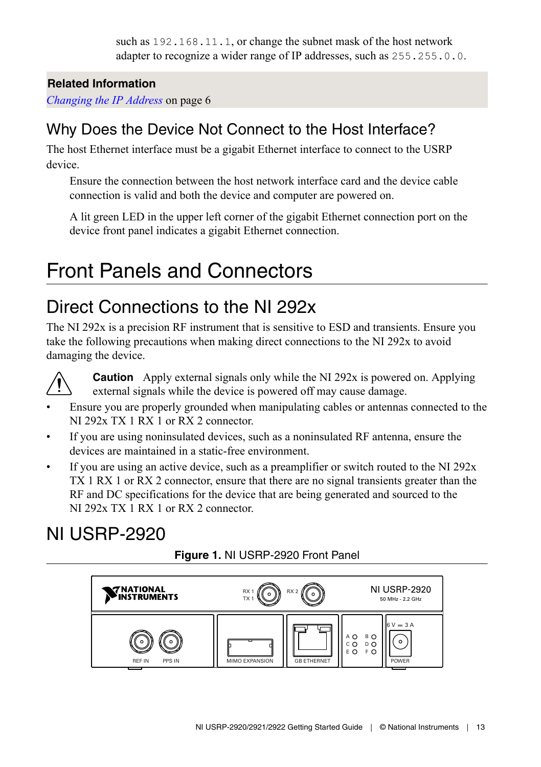such as 192.168.11.1, or change the subnet mask of the host network adapter to recognize a wider range of IP addresses, such as 255.255.0.0.

**Related Information**

*Changing the IP Address* on page 6

## Why Does the Device Not Connect to the Host Interface?

The host Ethernet interface must be a gigabit Ethernet interface to connect to the USRP device.

Ensure the connection between the host network interface card and the device cable connection is valid and both the device and computer are powered on.

A lit green LED in the upper left corner of the gigabit Ethernet connection port on the device front panel indicates a gigabit Ethernet connection.

# Front Panels and Connectors

## Direct Connections to the NI 292x

The NI 292x is a precision RF instrument that is sensitive to ESD and transients. Ensure you take the following precautions when making direct connections to the NI 292x to avoid damaging the device.

**Caution** Apply external signals only while the NI 292x is powered on. Applying external signals while the device is powered off may cause damage.

- Ensure you are properly grounded when manipulating cables or antennas connected to the NI 292x TX 1 RX 1 or RX 2 connector.
- If you are using noninsulated devices, such as a noninsulated RF antenna, ensure the devices are maintained in a static-free environment.
- If you are using an active device, such as a preamplifier or switch routed to the NI 292x TX 1 RX 1 or RX 2 connector, ensure that there are no signal transients greater than the RF and DC specifications for the device that are being generated and sourced to the NI 292x TX 1 RX 1 or RX 2 connector.

## NI USRP-2920

**Figure 1.** NI USRP-2920 Front Panel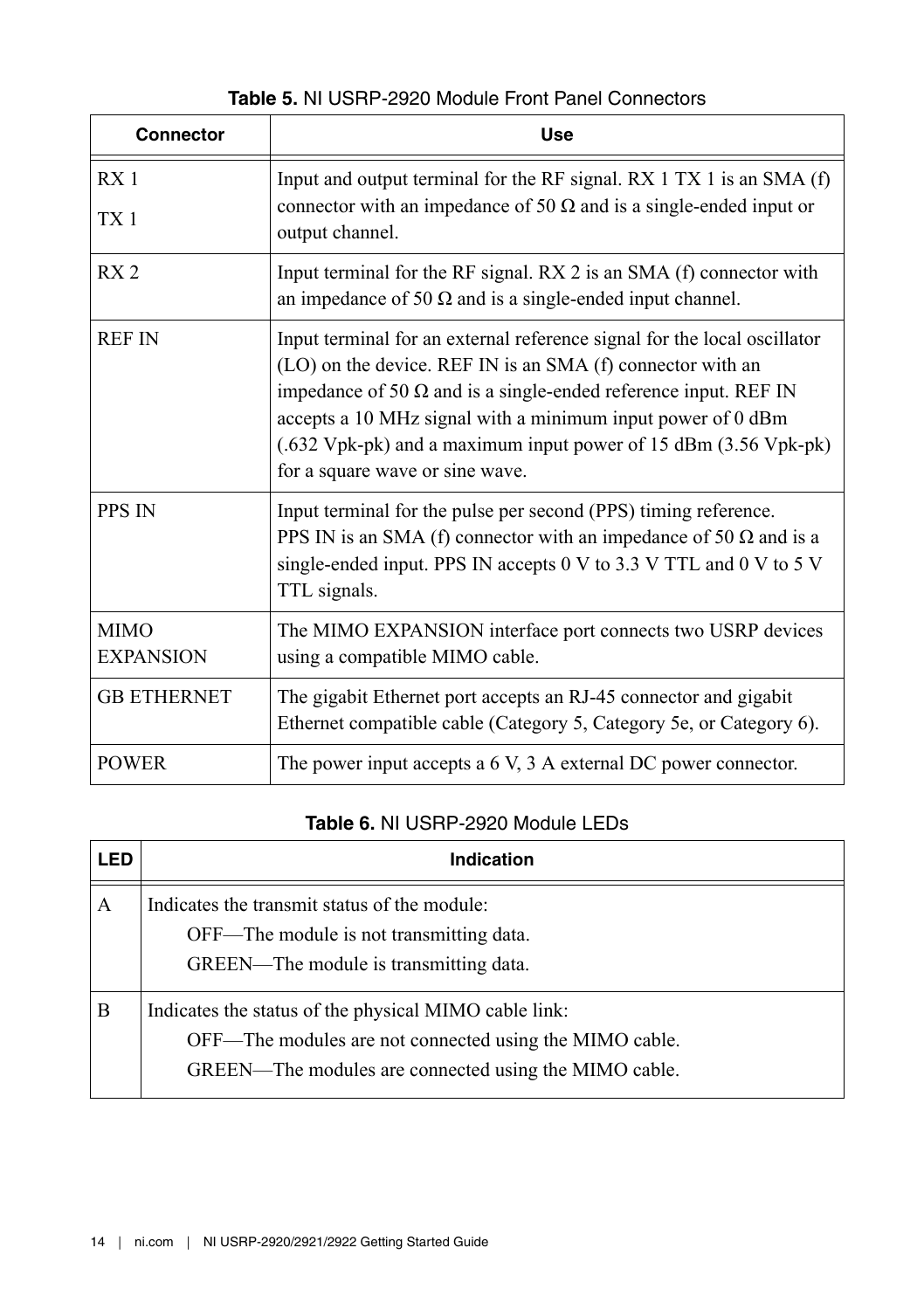**Table 5.** NI USRP-2920 Module Front Panel Connectors

| Connector | Use |
| --- | --- |
| RX 1<br>TX 1 | Input and output terminal for the RF signal. RX 1 TX 1 is an SMA (f) connector with an impedance of 50 Ω and is a single-ended input or output channel. |
| RX 2 | Input terminal for the RF signal. RX 2 is an SMA (f) connector with an impedance of 50 Ω and is a single-ended input channel. |
| REF IN | Input terminal for an external reference signal for the local oscillator (LO) on the device. REF IN is an SMA (f) connector with an impedance of 50 Ω and is a single-ended reference input. REF IN accepts a 10 MHz signal with a minimum input power of 0 dBm (.632 Vpk-pk) and a maximum input power of 15 dBm (3.56 Vpk-pk) for a square wave or sine wave. |
| PPS IN | Input terminal for the pulse per second (PPS) timing reference. PPS IN is an SMA (f) connector with an impedance of 50 Ω and is a single-ended input. PPS IN accepts 0 V to 3.3 V TTL and 0 V to 5 V TTL signals. |
| MIMO EXPANSION | The MIMO EXPANSION interface port connects two USRP devices using a compatible MIMO cable. |
| GB ETHERNET | The gigabit Ethernet port accepts an RJ-45 connector and gigabit Ethernet compatible cable (Category 5, Category 5e, or Category 6). |
| POWER | The power input accepts a 6 V, 3 A external DC power connector. |

**Table 6.** NI USRP-2920 Module LEDs

| LED | Indication |
| --- | --- |
| A | Indicates the transmit status of the module:<br>OFF—The module is not transmitting data.<br>GREEN—The module is transmitting data. |
| B | Indicates the status of the physical MIMO cable link:<br>OFF—The modules are not connected using the MIMO cable.<br>GREEN—The modules are connected using the MIMO cable. |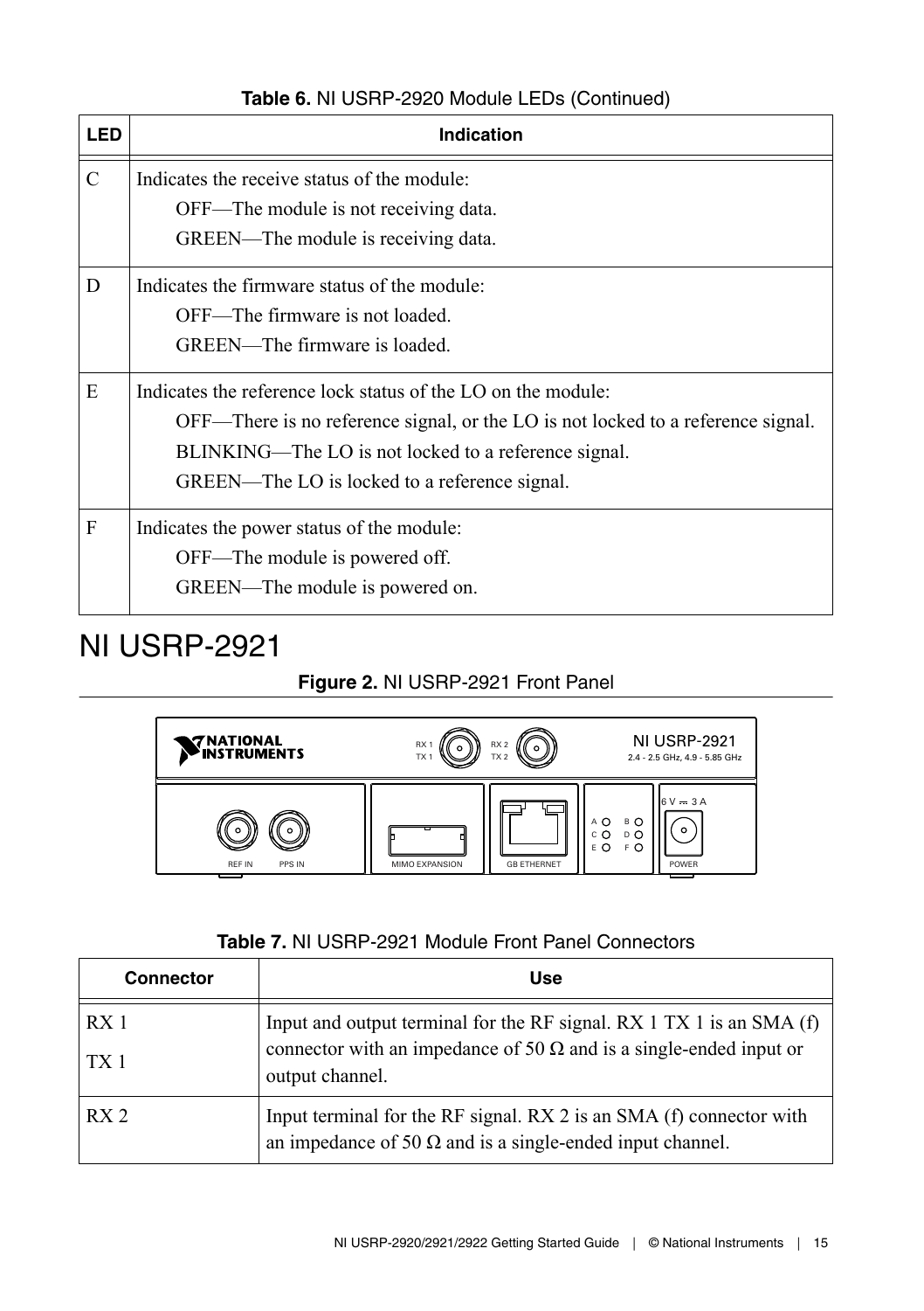**Table 6.** NI USRP-2920 Module LEDs (Continued)

| LED | Indication |
|---|---|
| C | Indicates the receive status of the module:<br>OFF—The module is not receiving data.<br>GREEN—The module is receiving data. |
| D | Indicates the firmware status of the module:<br>OFF—The firmware is not loaded.<br>GREEN—The firmware is loaded. |
| E | Indicates the reference lock status of the LO on the module:<br>OFF—There is no reference signal, or the LO is not locked to a reference signal.<br>BLINKING—The LO is not locked to a reference signal.<br>GREEN—The LO is locked to a reference signal. |
| F | Indicates the power status of the module:<br>OFF—The module is powered off.<br>GREEN—The module is powered on. |

# NI USRP-2921

**Figure 2.** NI USRP-2921 Front Panel

**Table 7.** NI USRP-2921 Module Front Panel Connectors

| Connector | Use |
|---|---|
| RX 1<br>TX 1 | Input and output terminal for the RF signal. RX 1 TX 1 is an SMA (f) connector with an impedance of 50 Ω and is a single-ended input or output channel. |
| RX 2 | Input terminal for the RF signal. RX 2 is an SMA (f) connector with an impedance of 50 Ω and is a single-ended input channel. |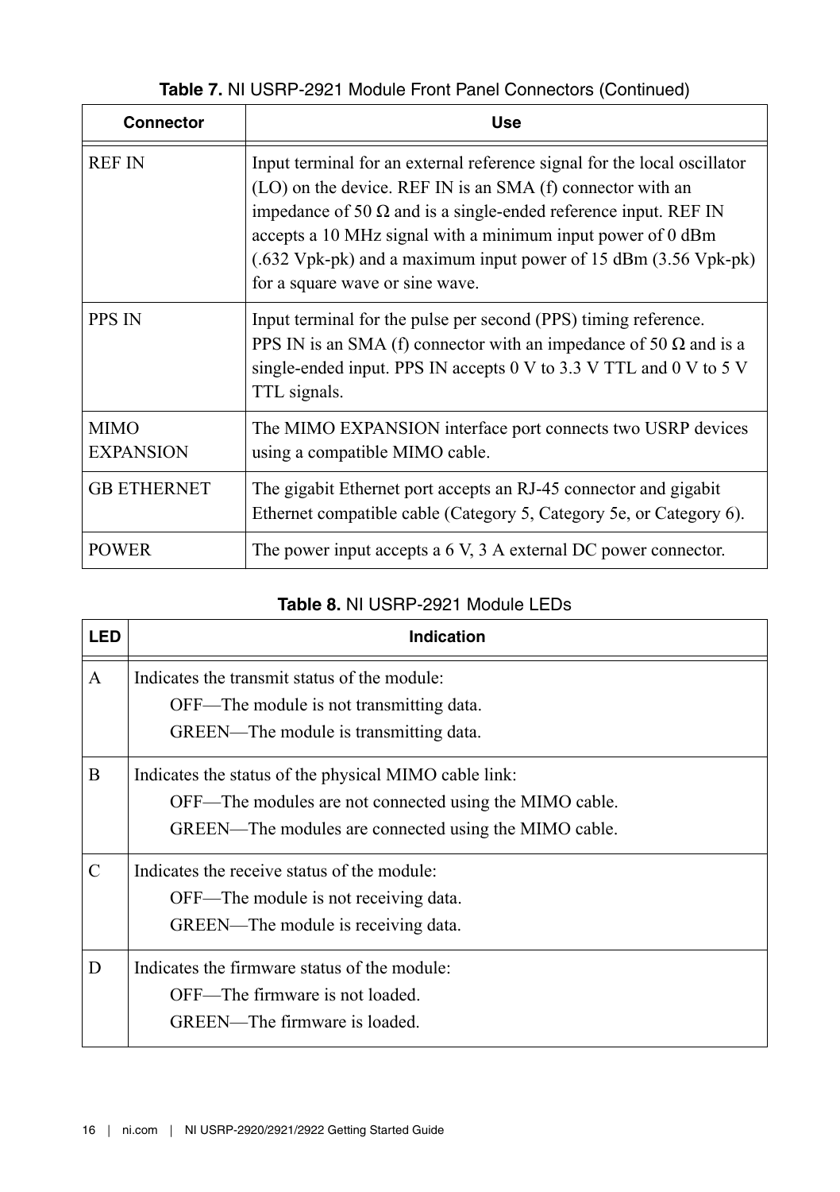**Table 7.** NI USRP-2921 Module Front Panel Connectors (Continued)

| Connector | Use |
|---|---|
| REF IN | Input terminal for an external reference signal for the local oscillator (LO) on the device. REF IN is an SMA (f) connector with an impedance of 50 Ω and is a single-ended reference input. REF IN accepts a 10 MHz signal with a minimum input power of 0 dBm (.632 Vpk-pk) and a maximum input power of 15 dBm (3.56 Vpk-pk) for a square wave or sine wave. |
| PPS IN | Input terminal for the pulse per second (PPS) timing reference. PPS IN is an SMA (f) connector with an impedance of 50 Ω and is a single-ended input. PPS IN accepts 0 V to 3.3 V TTL and 0 V to 5 V TTL signals. |
| MIMO EXPANSION | The MIMO EXPANSION interface port connects two USRP devices using a compatible MIMO cable. |
| GB ETHERNET | The gigabit Ethernet port accepts an RJ-45 connector and gigabit Ethernet compatible cable (Category 5, Category 5e, or Category 6). |
| POWER | The power input accepts a 6 V, 3 A external DC power connector. |

**Table 8.** NI USRP-2921 Module LEDs

| LED | Indication |
|---|---|
| A | Indicates the transmit status of the module:<br>OFF—The module is not transmitting data.<br>GREEN—The module is transmitting data. |
| B | Indicates the status of the physical MIMO cable link:<br>OFF—The modules are not connected using the MIMO cable.<br>GREEN—The modules are connected using the MIMO cable. |
| C | Indicates the receive status of the module:<br>OFF—The module is not receiving data.<br>GREEN—The module is receiving data. |
| D | Indicates the firmware status of the module:<br>OFF—The firmware is not loaded.<br>GREEN—The firmware is loaded. |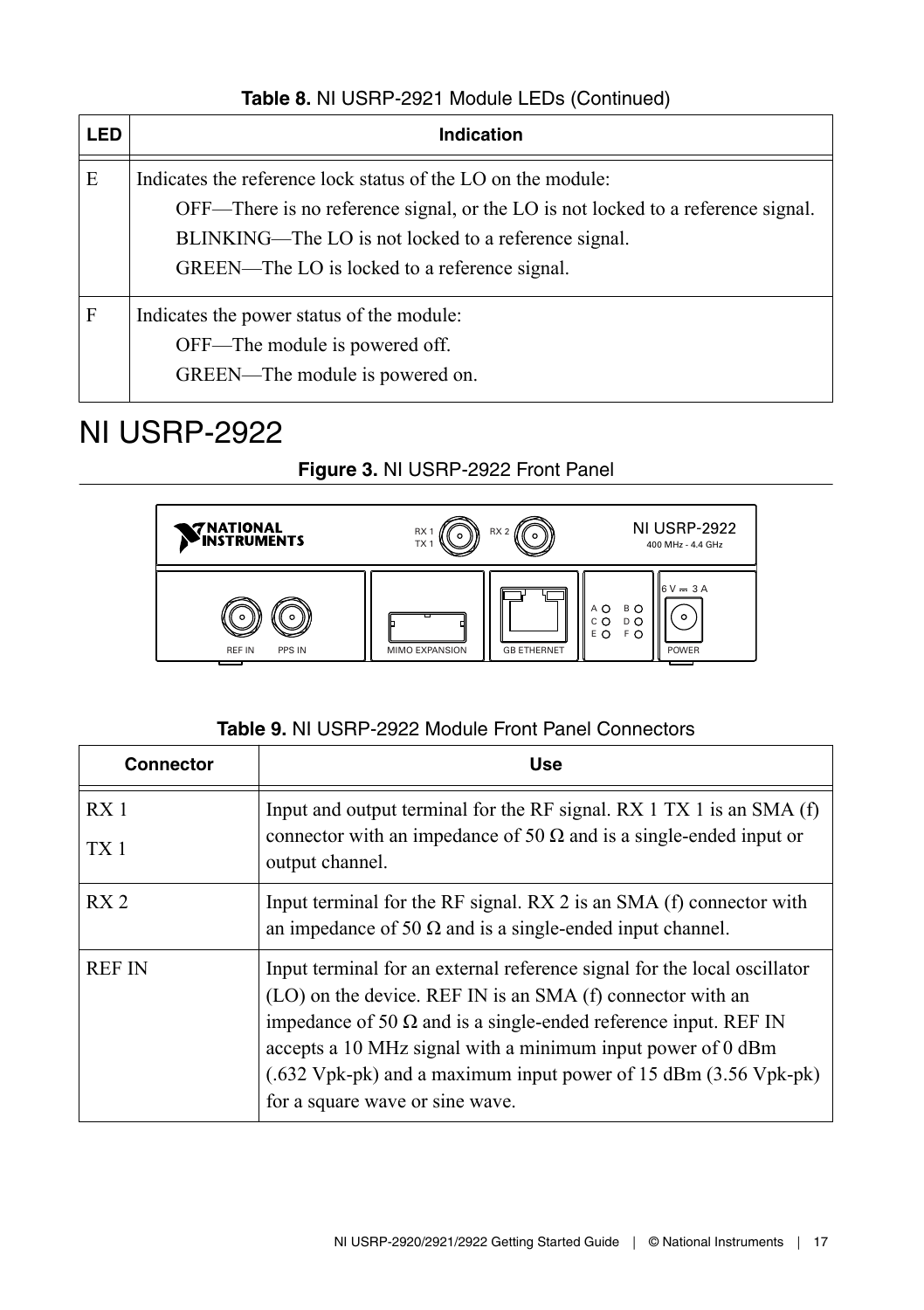**Table 8.** NI USRP-2921 Module LEDs (Continued)

| LED | Indication |
|---|---|
| E | Indicates the reference lock status of the LO on the module:<br>OFF—There is no reference signal, or the LO is not locked to a reference signal.<br>BLINKING—The LO is not locked to a reference signal.<br>GREEN—The LO is locked to a reference signal. |
| F | Indicates the power status of the module:<br>OFF—The module is powered off.<br>GREEN—The module is powered on. |

# NI USRP-2922

**Figure 3.** NI USRP-2922 Front Panel

**Table 9.** NI USRP-2922 Module Front Panel Connectors

| Connector | Use |
|---|---|
| RX 1<br>TX 1 | Input and output terminal for the RF signal. RX 1 TX 1 is an SMA (f) connector with an impedance of 50 Ω and is a single-ended input or output channel. |
| RX 2 | Input terminal for the RF signal. RX 2 is an SMA (f) connector with an impedance of 50 Ω and is a single-ended input channel. |
| REF IN | Input terminal for an external reference signal for the local oscillator (LO) on the device. REF IN is an SMA (f) connector with an impedance of 50 Ω and is a single-ended reference input. REF IN accepts a 10 MHz signal with a minimum input power of 0 dBm (.632 Vpk-pk) and a maximum input power of 15 dBm (3.56 Vpk-pk) for a square wave or sine wave. |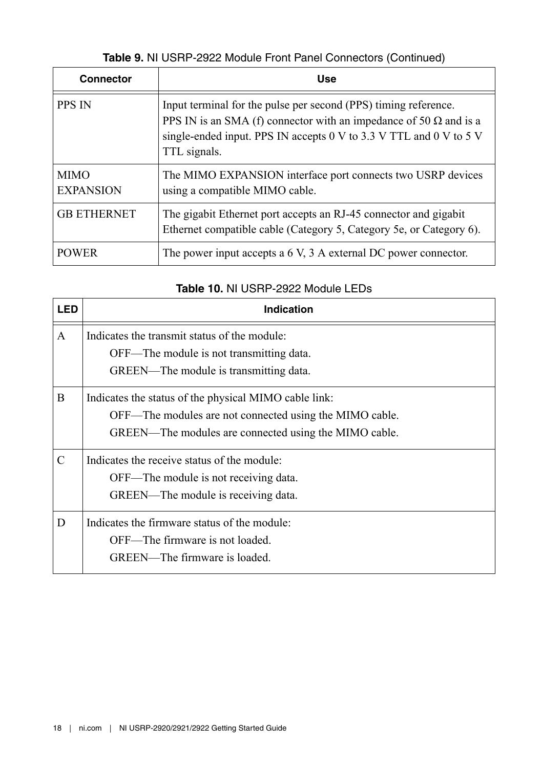**Table 9.** NI USRP-2922 Module Front Panel Connectors (Continued)

| Connector | Use |
|---|---|
| PPS IN | Input terminal for the pulse per second (PPS) timing reference. PPS IN is an SMA (f) connector with an impedance of 50 Ω and is a single-ended input. PPS IN accepts 0 V to 3.3 V TTL and 0 V to 5 V TTL signals. |
| MIMO EXPANSION | The MIMO EXPANSION interface port connects two USRP devices using a compatible MIMO cable. |
| GB ETHERNET | The gigabit Ethernet port accepts an RJ-45 connector and gigabit Ethernet compatible cable (Category 5, Category 5e, or Category 6). |
| POWER | The power input accepts a 6 V, 3 A external DC power connector. |

**Table 10.** NI USRP-2922 Module LEDs

| LED | Indication |
|---|---|
| A | Indicates the transmit status of the module:<br>OFF—The module is not transmitting data.<br>GREEN—The module is transmitting data. |
| B | Indicates the status of the physical MIMO cable link:<br>OFF—The modules are not connected using the MIMO cable.<br>GREEN—The modules are connected using the MIMO cable. |
| C | Indicates the receive status of the module:<br>OFF—The module is not receiving data.<br>GREEN—The module is receiving data. |
| D | Indicates the firmware status of the module:<br>OFF—The firmware is not loaded.<br>GREEN—The firmware is loaded. |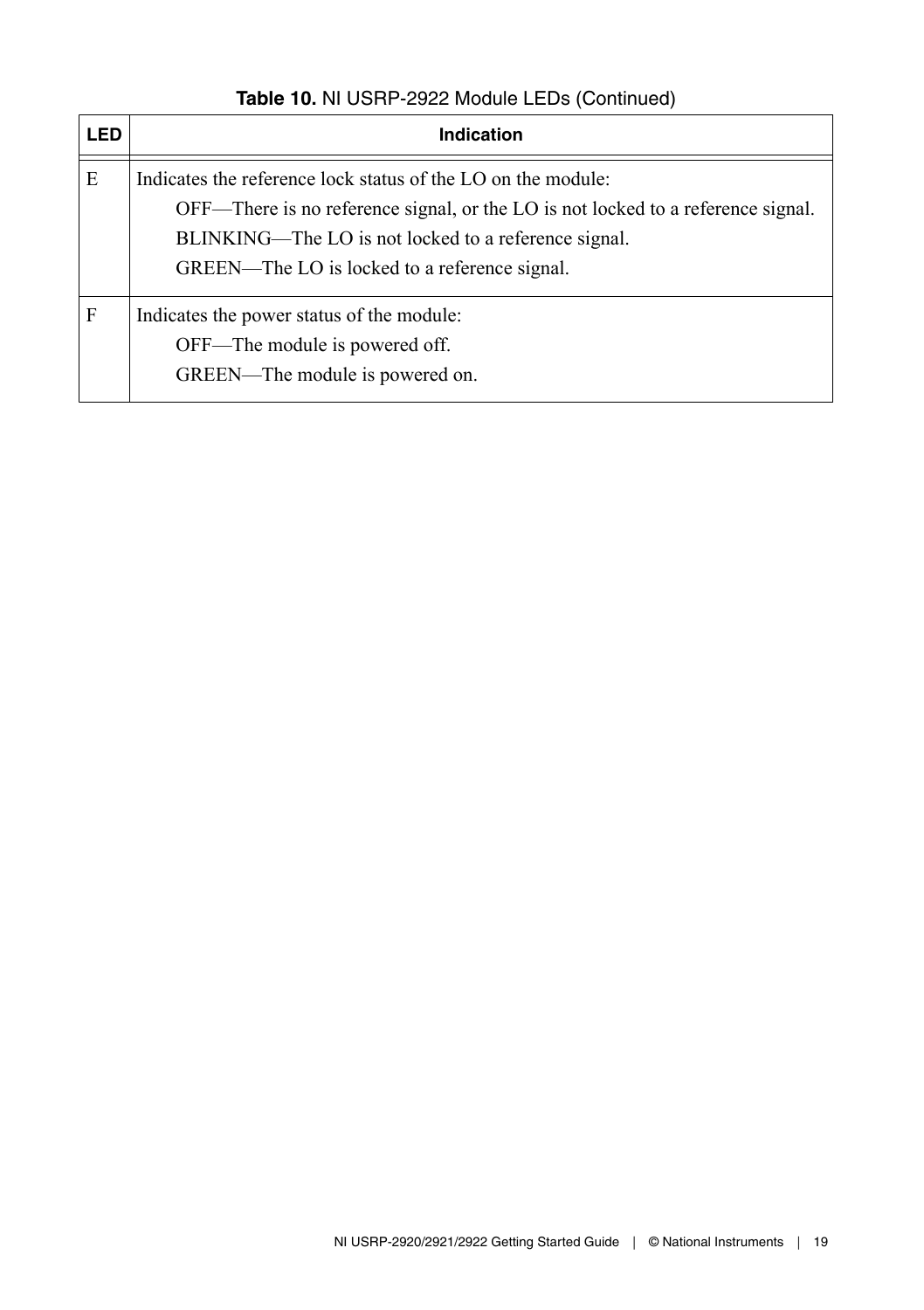**Table 10.** NI USRP-2922 Module LEDs (Continued)

| LED | Indication |
|---|---|
| E | Indicates the reference lock status of the LO on the module:<br>OFF—There is no reference signal, or the LO is not locked to a reference signal.<br>BLINKING—The LO is not locked to a reference signal.<br>GREEN—The LO is locked to a reference signal. |
| F | Indicates the power status of the module:<br>OFF—The module is powered off.<br>GREEN—The module is powered on. |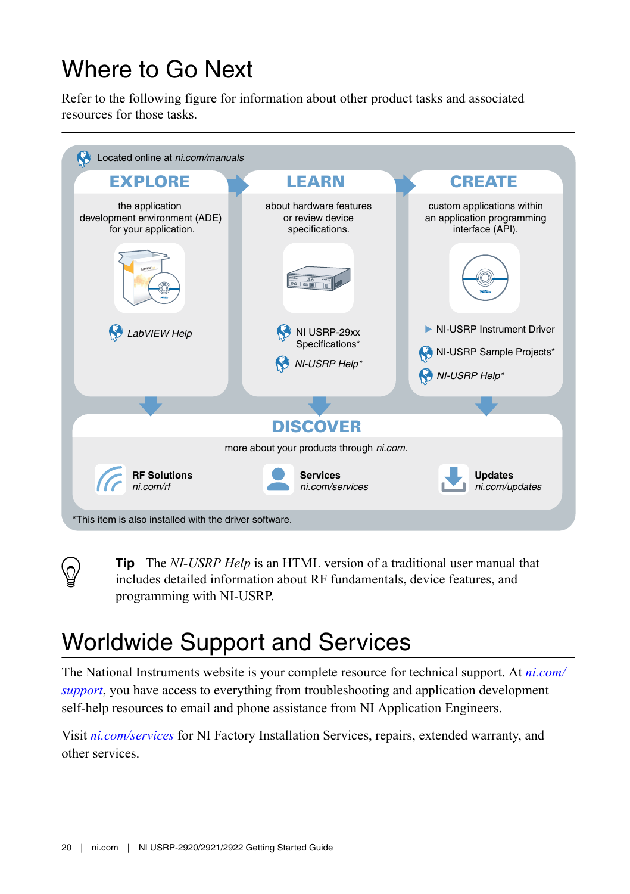# Where to Go Next

Refer to the following figure for information about other product tasks and associated resources for those tasks.

Located online at *ni.com/manuals*

**EXPLORE**

the application development environment (ADE) for your application.

*LabVIEW Help*

**LEARN**

about hardware features or review device specifications.

NI USRP-29xx Specifications*

*NI-USRP Help**

**CREATE**

custom applications within an application programming interface (API).

NI-USRP Instrument Driver

NI-USRP Sample Projects*

*NI-USRP Help**

**DISCOVER**

more about your products through *ni.com*.

**RF Solutions**
*ni.com/rf*

**Services**
*ni.com/services*

**Updates**
*ni.com/updates*

*This item is also installed with the driver software.

**Tip** The *NI-USRP Help* is an HTML version of a traditional user manual that includes detailed information about RF fundamentals, device features, and programming with NI-USRP.

# Worldwide Support and Services

The National Instruments website is your complete resource for technical support. At *ni.com/support*, you have access to everything from troubleshooting and application development self-help resources to email and phone assistance from NI Application Engineers.

Visit *ni.com/services* for NI Factory Installation Services, repairs, extended warranty, and other services.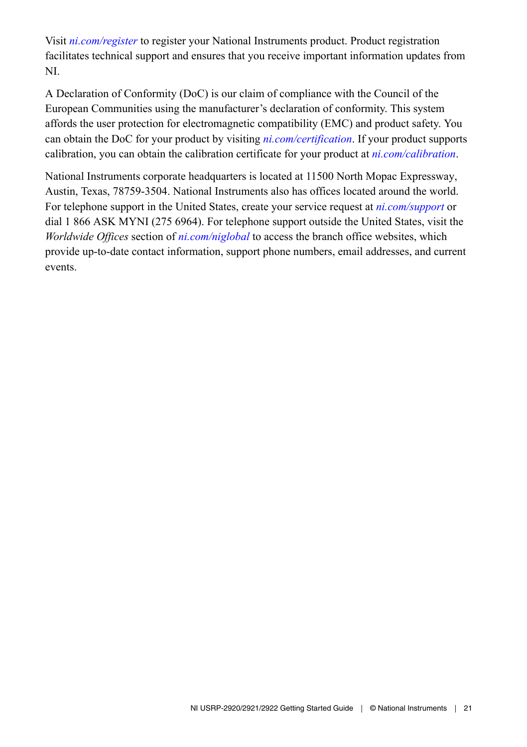Visit *ni.com/register* to register your National Instruments product. Product registration facilitates technical support and ensures that you receive important information updates from NI.

A Declaration of Conformity (DoC) is our claim of compliance with the Council of the European Communities using the manufacturer's declaration of conformity. This system affords the user protection for electromagnetic compatibility (EMC) and product safety. You can obtain the DoC for your product by visiting *ni.com/certification*. If your product supports calibration, you can obtain the calibration certificate for your product at *ni.com/calibration*.

National Instruments corporate headquarters is located at 11500 North Mopac Expressway, Austin, Texas, 78759-3504. National Instruments also has offices located around the world. For telephone support in the United States, create your service request at *ni.com/support* or dial 1 866 ASK MYNI (275 6964). For telephone support outside the United States, visit the *Worldwide Offices* section of *ni.com/niglobal* to access the branch office websites, which provide up-to-date contact information, support phone numbers, email addresses, and current events.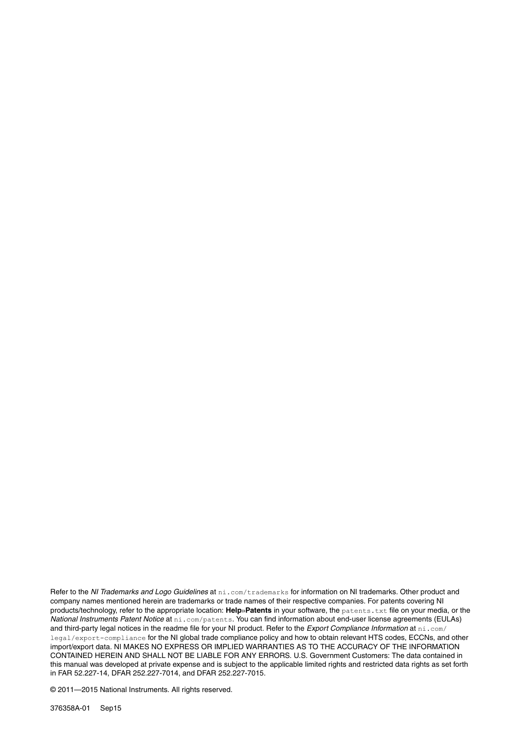Refer to the *NI Trademarks and Logo Guidelines* at `ni.com/trademarks` for information on NI trademarks. Other product and company names mentioned herein are trademarks or trade names of their respective companies. For patents covering NI products/technology, refer to the appropriate location: **Help**»**Patents** in your software, the `patents.txt` file on your media, or the *National Instruments Patent Notice* at `ni.com/patents`. You can find information about end-user license agreements (EULAs) and third-party legal notices in the readme file for your NI product. Refer to the *Export Compliance Information* at `ni.com/legal/export-compliance` for the NI global trade compliance policy and how to obtain relevant HTS codes, ECCNs, and other import/export data. NI MAKES NO EXPRESS OR IMPLIED WARRANTIES AS TO THE ACCURACY OF THE INFORMATION CONTAINED HEREIN AND SHALL NOT BE LIABLE FOR ANY ERRORS. U.S. Government Customers: The data contained in this manual was developed at private expense and is subject to the applicable limited rights and restricted data rights as set forth in FAR 52.227-14, DFAR 252.227-7014, and DFAR 252.227-7015.

© 2011—2015 National Instruments. All rights reserved.

376358A-01 Sep15